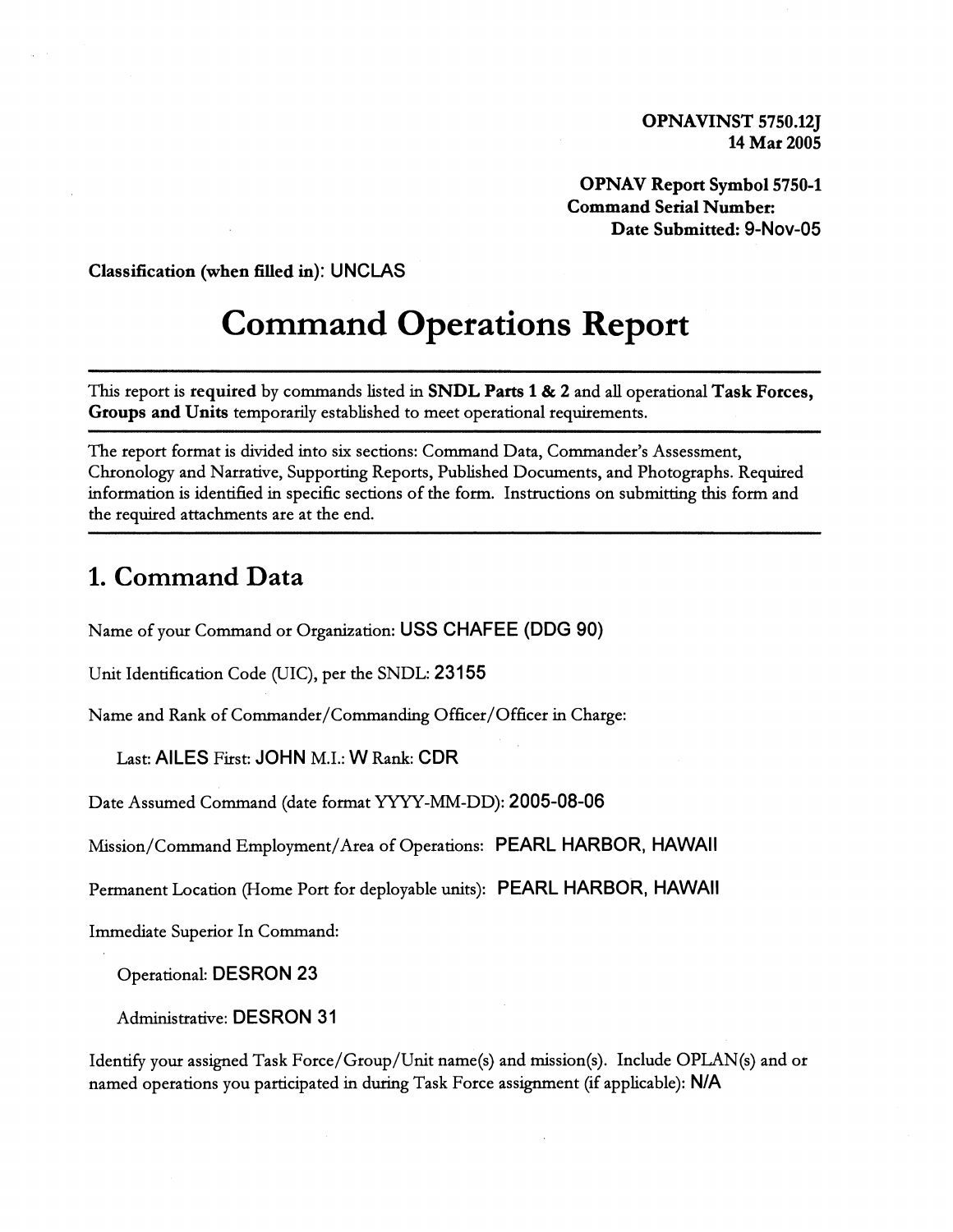**OPNAVINST 5750.12J**
**14 Mar 2005**

**OPNAV Report Symbol 5750-1**
**Command Serial Number:**
**Date Submitted: 9-Nov-05**

**Classification (when filled in)**: UNCLAS

# Command Operations Report

---

This report is **required** by commands listed in **SNDL Parts 1 & 2** and all operational **Task Forces, Groups and Units** temporarily established to meet operational requirements.

---

The report format is divided into six sections: Command Data, Commander's Assessment, Chronology and Narrative, Supporting Reports, Published Documents, and Photographs. Required information is identified in specific sections of the form. Instructions on submitting this form and the required attachments are at the end.

---

## 1. Command Data

Name of your Command or Organization: **USS CHAFEE (DDG 90)**

Unit Identification Code (UIC), per the SNDL: **23155**

Name and Rank of Commander/Commanding Officer/Officer in Charge:

Last: **AILES** First: **JOHN** M.I.: **W** Rank: **CDR**

Date Assumed Command (date format YYYY-MM-DD): **2005-08-06**

Mission/Command Employment/Area of Operations: **PEARL HARBOR, HAWAII**

Permanent Location (Home Port for deployable units): **PEARL HARBOR, HAWAII**

Immediate Superior In Command:

Operational: **DESRON 23**

Administrative: **DESRON 31**

Identify your assigned Task Force/Group/Unit name(s) and mission(s). Include OPLAN(s) and or named operations you participated in during Task Force assignment (if applicable): **N/A**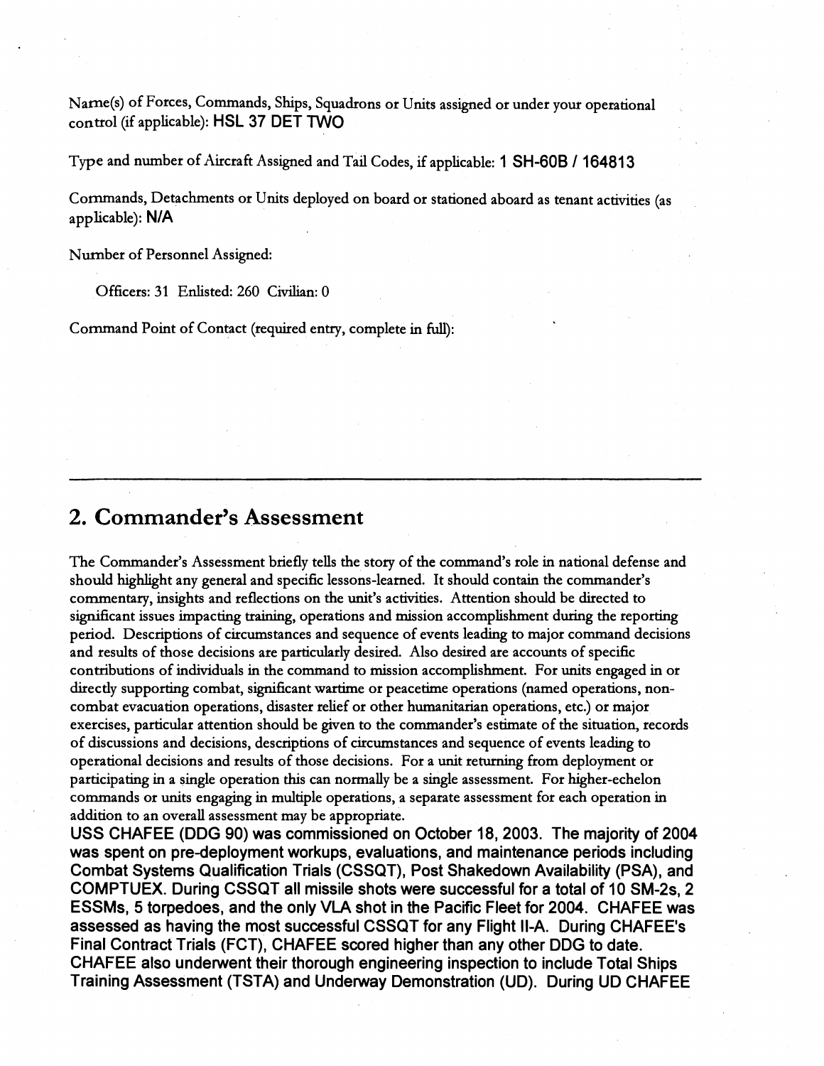Name(s) of Forces, Commands, Ships, Squadrons or Units assigned or under your operational control (if applicable): **HSL 37 DET TWO**

Type and number of Aircraft Assigned and Tail Codes, if applicable: **1 SH-60B / 164813**

Commands, Detachments or Units deployed on board or stationed aboard as tenant activities (as applicable): **N/A**

Number of Personnel Assigned:

Officers: 31 Enlisted: 260 Civilian: 0

Command Point of Contact (required entry, complete in full):

---

## 2. Commander's Assessment

The Commander's Assessment briefly tells the story of the command's role in national defense and should highlight any general and specific lessons-learned. It should contain the commander's commentary, insights and reflections on the unit's activities. Attention should be directed to significant issues impacting training, operations and mission accomplishment during the reporting period. Descriptions of circumstances and sequence of events leading to major command decisions and results of those decisions are particularly desired. Also desired are accounts of specific contributions of individuals in the command to mission accomplishment. For units engaged in or directly supporting combat, significant wartime or peacetime operations (named operations, non-combat evacuation operations, disaster relief or other humanitarian operations, etc.) or major exercises, particular attention should be given to the commander's estimate of the situation, records of discussions and decisions, descriptions of circumstances and sequence of events leading to operational decisions and results of those decisions. For a unit returning from deployment or participating in a single operation this can normally be a single assessment. For higher-echelon commands or units engaging in multiple operations, a separate assessment for each operation in addition to an overall assessment may be appropriate.

**USS CHAFEE (DDG 90) was commissioned on October 18, 2003. The majority of 2004 was spent on pre-deployment workups, evaluations, and maintenance periods including Combat Systems Qualification Trials (CSSQT), Post Shakedown Availability (PSA), and COMPTUEX. During CSSQT all missile shots were successful for a total of 10 SM-2s, 2 ESSMs, 5 torpedoes, and the only VLA shot in the Pacific Fleet for 2004. CHAFEE was assessed as having the most successful CSSQT for any Flight II-A. During CHAFEE's Final Contract Trials (FCT), CHAFEE scored higher than any other DDG to date. CHAFEE also underwent their thorough engineering inspection to include Total Ships Training Assessment (TSTA) and Underway Demonstration (UD). During UD CHAFEE**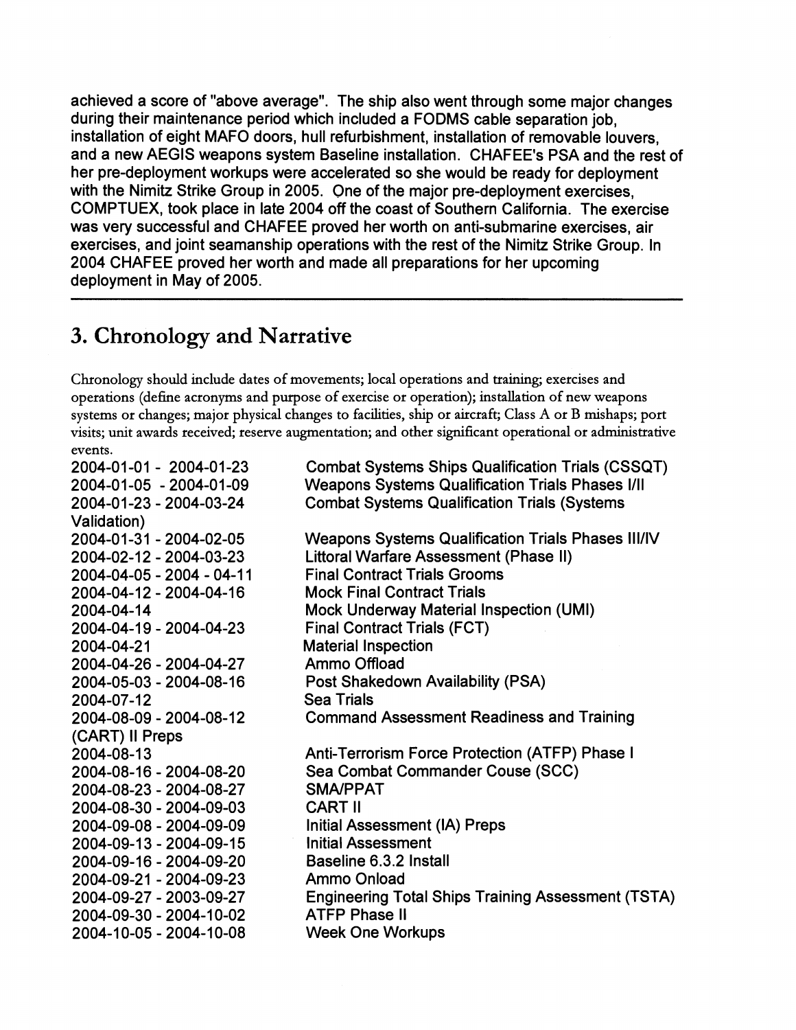achieved a score of "above average". The ship also went through some major changes during their maintenance period which included a FODMS cable separation job, installation of eight MAFO doors, hull refurbishment, installation of removable louvers, and a new AEGIS weapons system Baseline installation. CHAFEE's PSA and the rest of her pre-deployment workups were accelerated so she would be ready for deployment with the Nimitz Strike Group in 2005. One of the major pre-deployment exercises, COMPTUEX, took place in late 2004 off the coast of Southern California. The exercise was very successful and CHAFEE proved her worth on anti-submarine exercises, air exercises, and joint seamanship operations with the rest of the Nimitz Strike Group. In 2004 CHAFEE proved her worth and made all preparations for her upcoming deployment in May of 2005.

---

## 3. Chronology and Narrative

Chronology should include dates of movements; local operations and training; exercises and operations (define acronyms and purpose of exercise or operation); installation of new weapons systems or changes; major physical changes to facilities, ship or aircraft; Class A or B mishaps; port visits; unit awards received; reserve augmentation; and other significant operational or administrative events.

| Date | Event |
|---|---|
| 2004-01-01 - 2004-01-23 | Combat Systems Ships Qualification Trials (CSSQT) |
| 2004-01-05 - 2004-01-09 | Weapons Systems Qualification Trials Phases I/II |
| 2004-01-23 - 2004-03-24 | Combat Systems Qualification Trials (Systems Validation) |
| 2004-01-31 - 2004-02-05 | Weapons Systems Qualification Trials Phases III/IV |
| 2004-02-12 - 2004-03-23 | Littoral Warfare Assessment (Phase II) |
| 2004-04-05 - 2004 - 04-11 | Final Contract Trials Grooms |
| 2004-04-12 - 2004-04-16 | Mock Final Contract Trials |
| 2004-04-14 | Mock Underway Material Inspection (UMI) |
| 2004-04-19 - 2004-04-23 | Final Contract Trials (FCT) |
| 2004-04-21 | Material Inspection |
| 2004-04-26 - 2004-04-27 | Ammo Offload |
| 2004-05-03 - 2004-08-16 | Post Shakedown Availability (PSA) |
| 2004-07-12 | Sea Trials |
| 2004-08-09 - 2004-08-12 | Command Assessment Readiness and Training (CART) II Preps |
| 2004-08-13 | Anti-Terrorism Force Protection (ATFP) Phase I |
| 2004-08-16 - 2004-08-20 | Sea Combat Commander Couse (SCC) |
| 2004-08-23 - 2004-08-27 | SMA/PPAT |
| 2004-08-30 - 2004-09-03 | CART II |
| 2004-09-08 - 2004-09-09 | Initial Assessment (IA) Preps |
| 2004-09-13 - 2004-09-15 | Initial Assessment |
| 2004-09-16 - 2004-09-20 | Baseline 6.3.2 Install |
| 2004-09-21 - 2004-09-23 | Ammo Onload |
| 2004-09-27 - 2003-09-27 | Engineering Total Ships Training Assessment (TSTA) |
| 2004-09-30 - 2004-10-02 | ATFP Phase II |
| 2004-10-05 - 2004-10-08 | Week One Workups |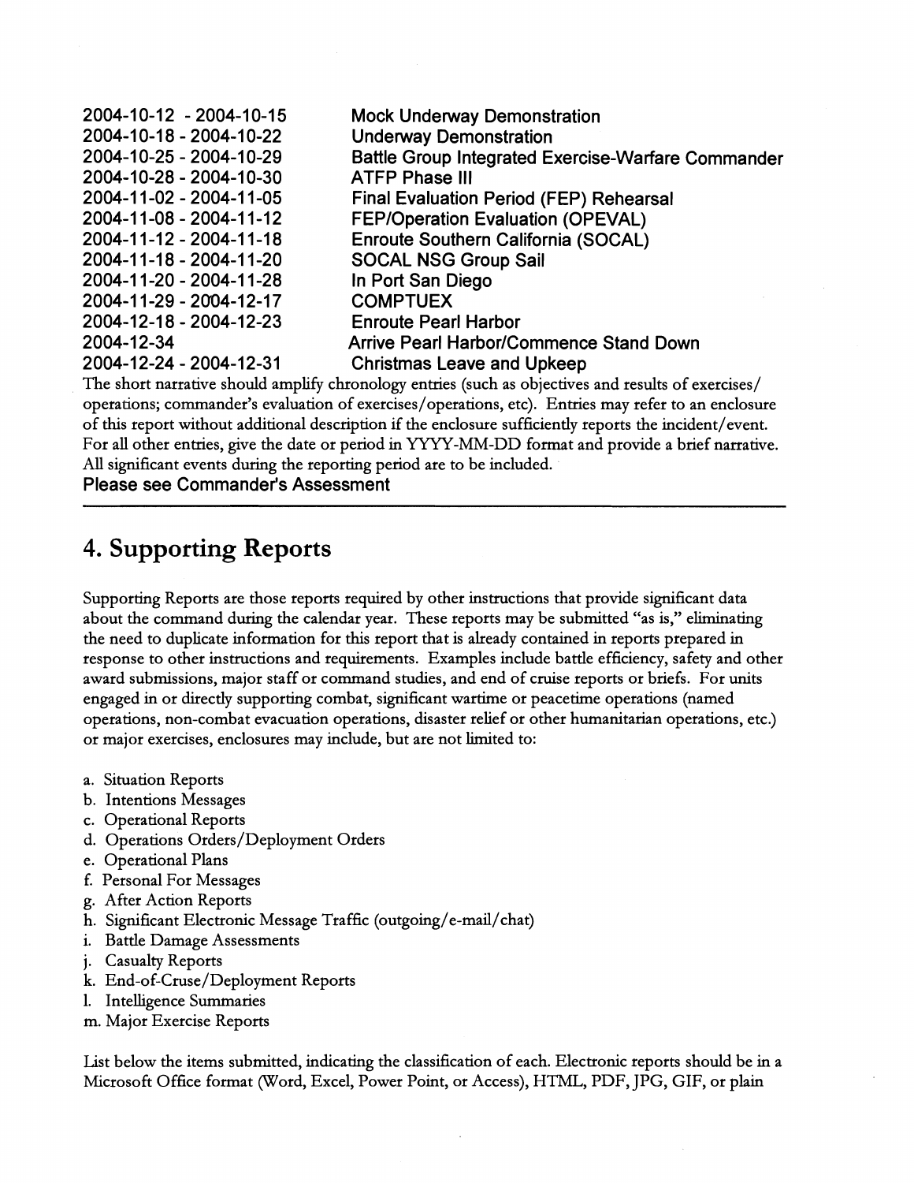| | |
|---|---|
| 2004-10-12 - 2004-10-15 | **Mock Underway Demonstration** |
| 2004-10-18 - 2004-10-22 | **Underway Demonstration** |
| 2004-10-25 - 2004-10-29 | **Battle Group Integrated Exercise-Warfare Commander** |
| 2004-10-28 - 2004-10-30 | **ATFP Phase III** |
| 2004-11-02 - 2004-11-05 | **Final Evaluation Period (FEP) Rehearsal** |
| 2004-11-08 - 2004-11-12 | **FEP/Operation Evaluation (OPEVAL)** |
| 2004-11-12 - 2004-11-18 | **Enroute Southern California (SOCAL)** |
| 2004-11-18 - 2004-11-20 | **SOCAL NSG Group Sail** |
| 2004-11-20 - 2004-11-28 | **In Port San Diego** |
| 2004-11-29 - 2004-12-17 | **COMPTUEX** |
| 2004-12-18 - 2004-12-23 | **Enroute Pearl Harbor** |
| 2004-12-34 | **Arrive Pearl Harbor/Commence Stand Down** |
| 2004-12-24 - 2004-12-31 | **Christmas Leave and Upkeep** |

The short narrative should amplify chronology entries (such as objectives and results of exercises/ operations; commander's evaluation of exercises/operations, etc). Entries may refer to an enclosure of this report without additional description if the enclosure sufficiently reports the incident/event. For all other entries, give the date or period in YYYY-MM-DD format and provide a brief narrative. All significant events during the reporting period are to be included.

**Please see Commander's Assessment**

---

## 4. Supporting Reports

Supporting Reports are those reports required by other instructions that provide significant data about the command during the calendar year. These reports may be submitted "as is," eliminating the need to duplicate information for this report that is already contained in reports prepared in response to other instructions and requirements. Examples include battle efficiency, safety and other award submissions, major staff or command studies, and end of cruise reports or briefs. For units engaged in or directly supporting combat, significant wartime or peacetime operations (named operations, non-combat evacuation operations, disaster relief or other humanitarian operations, etc.) or major exercises, enclosures may include, but are not limited to:

a. Situation Reports
b. Intentions Messages
c. Operational Reports
d. Operations Orders/Deployment Orders
e. Operational Plans
f. Personal For Messages
g. After Action Reports
h. Significant Electronic Message Traffic (outgoing/e-mail/chat)
i. Battle Damage Assessments
j. Casualty Reports
k. End-of-Cruse/Deployment Reports
l. Intelligence Summaries
m. Major Exercise Reports

List below the items submitted, indicating the classification of each. Electronic reports should be in a Microsoft Office format (Word, Excel, Power Point, or Access), HTML, PDF, JPG, GIF, or plain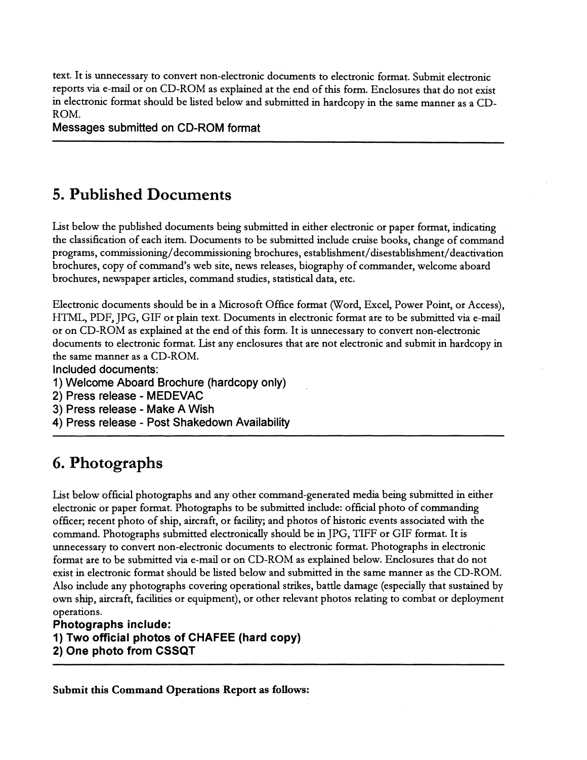text. It is unnecessary to convert non-electronic documents to electronic format. Submit electronic reports via e-mail or on CD-ROM as explained at the end of this form. Enclosures that do not exist in electronic format should be listed below and submitted in hardcopy in the same manner as a CD-ROM.

**Messages submitted on CD-ROM format**

---

## 5. Published Documents

List below the published documents being submitted in either electronic or paper format, indicating the classification of each item. Documents to be submitted include cruise books, change of command programs, commissioning/decommissioning brochures, establishment/disestablishment/deactivation brochures, copy of command's web site, news releases, biography of commander, welcome aboard brochures, newspaper articles, command studies, statistical data, etc.

Electronic documents should be in a Microsoft Office format (Word, Excel, Power Point, or Access), HTML, PDF, JPG, GIF or plain text. Documents in electronic format are to be submitted via e-mail or on CD-ROM as explained at the end of this form. It is unnecessary to convert non-electronic documents to electronic format. List any enclosures that are not electronic and submit in hardcopy in the same manner as a CD-ROM.

**Included documents:**

**1) Welcome Aboard Brochure (hardcopy only)**
**2) Press release - MEDEVAC**
**3) Press release - Make A Wish**
**4) Press release - Post Shakedown Availability**

---

## 6. Photographs

List below official photographs and any other command-generated media being submitted in either electronic or paper format. Photographs to be submitted include: official photo of commanding officer; recent photo of ship, aircraft, or facility; and photos of historic events associated with the command. Photographs submitted electronically should be in JPG, TIFF or GIF format. It is unnecessary to convert non-electronic documents to electronic format. Photographs in electronic format are to be submitted via e-mail or on CD-ROM as explained below. Enclosures that do not exist in electronic format should be listed below and submitted in the same manner as the CD-ROM. Also include any photographs covering operational strikes, battle damage (especially that sustained by own ship, aircraft, facilities or equipment), or other relevant photos relating to combat or deployment operations.

**Photographs include:**
**1) Two official photos of CHAFEE (hard copy)**
**2) One photo from CSSQT**

---

**Submit this Command Operations Report as follows:**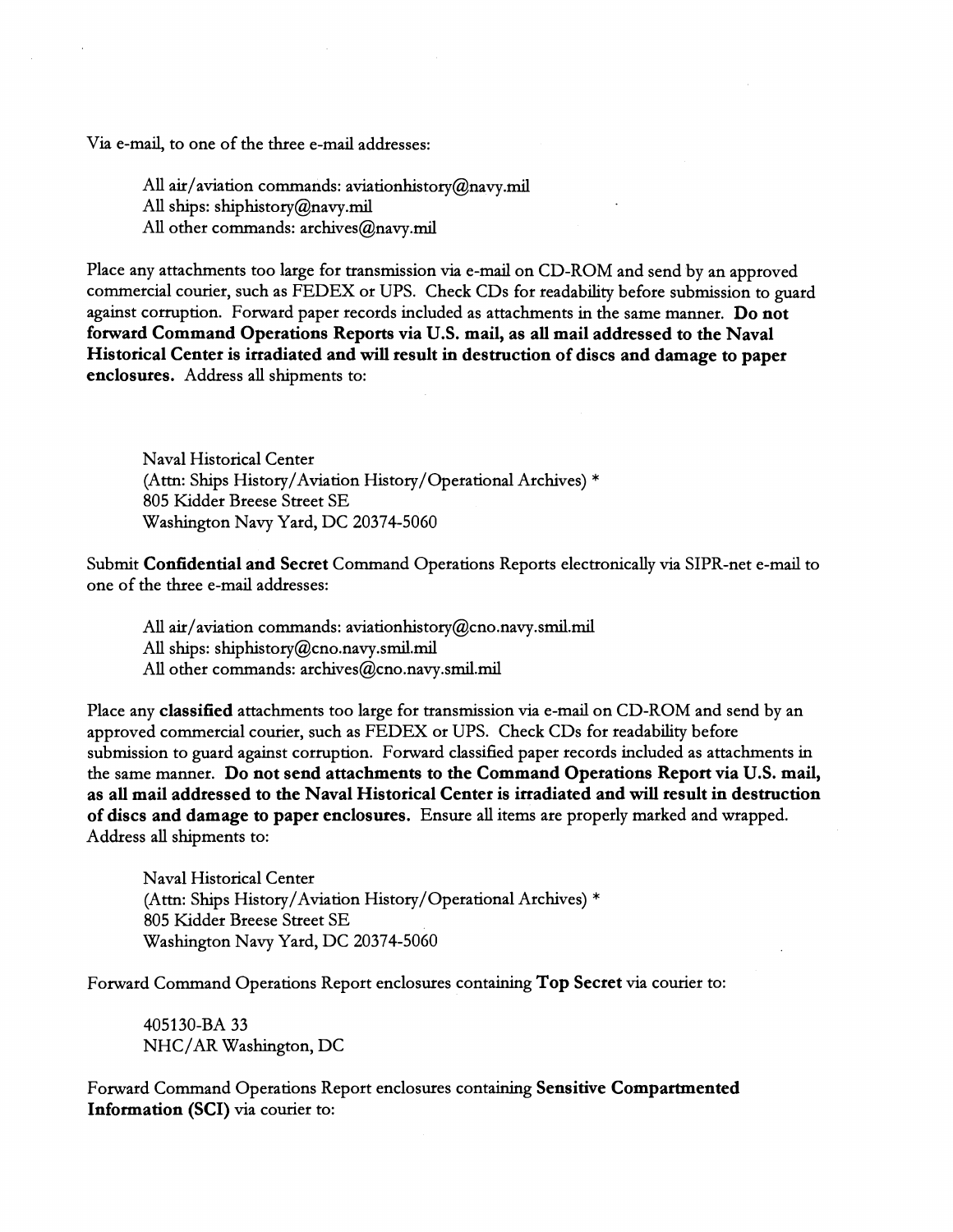Via e-mail, to one of the three e-mail addresses:

All air/aviation commands: aviationhistory@navy.mil
All ships: shiphistory@navy.mil
All other commands: archives@navy.mil

Place any attachments too large for transmission via e-mail on CD-ROM and send by an approved commercial courier, such as FEDEX or UPS. Check CDs for readability before submission to guard against corruption. Forward paper records included as attachments in the same manner. **Do not forward Command Operations Reports via U.S. mail, as all mail addressed to the Naval Historical Center is irradiated and will result in destruction of discs and damage to paper enclosures.** Address all shipments to:

Naval Historical Center
(Attn: Ships History/Aviation History/Operational Archives) *
805 Kidder Breese Street SE
Washington Navy Yard, DC 20374-5060

Submit **Confidential and Secret** Command Operations Reports electronically via SIPR-net e-mail to one of the three e-mail addresses:

All air/aviation commands: aviationhistory@cno.navy.smil.mil
All ships: shiphistory@cno.navy.smil.mil
All other commands: archives@cno.navy.smil.mil

Place any **classified** attachments too large for transmission via e-mail on CD-ROM and send by an approved commercial courier, such as FEDEX or UPS. Check CDs for readability before submission to guard against corruption. Forward classified paper records included as attachments in the same manner. **Do not send attachments to the Command Operations Report via U.S. mail, as all mail addressed to the Naval Historical Center is irradiated and will result in destruction of discs and damage to paper enclosures.** Ensure all items are properly marked and wrapped. Address all shipments to:

Naval Historical Center
(Attn: Ships History/Aviation History/Operational Archives) *
805 Kidder Breese Street SE
Washington Navy Yard, DC 20374-5060

Forward Command Operations Report enclosures containing **Top Secret** via courier to:

405130-BA 33
NHC/AR Washington, DC

Forward Command Operations Report enclosures containing **Sensitive Compartmented Information (SCI)** via courier to: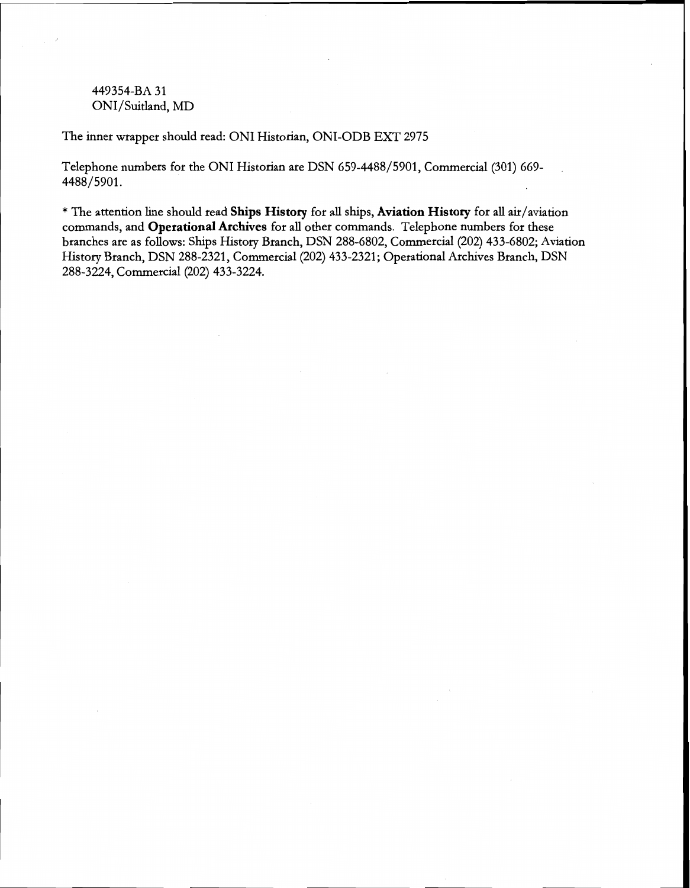449354-BA 31
ONI/Suitland, MD

The inner wrapper should read: ONI Historian, ONI-ODB EXT 2975

Telephone numbers for the ONI Historian are DSN 659-4488/5901, Commercial (301) 669-4488/5901.

* The attention line should read **Ships History** for all ships, **Aviation History** for all air/aviation commands, and **Operational Archives** for all other commands. Telephone numbers for these branches are as follows: Ships History Branch, DSN 288-6802, Commercial (202) 433-6802; Aviation History Branch, DSN 288-2321, Commercial (202) 433-2321; Operational Archives Branch, DSN 288-3224, Commercial (202) 433-3224.